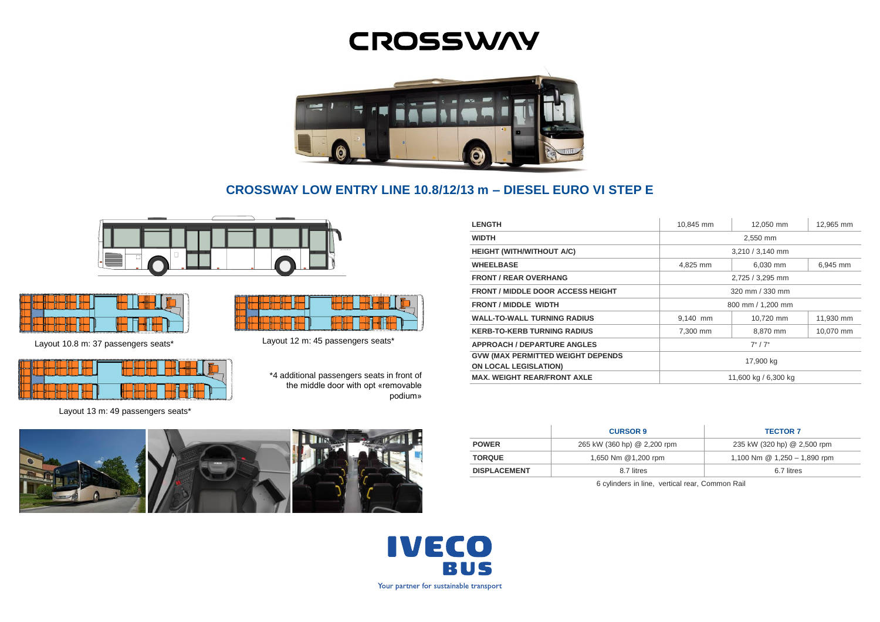# CROSSWAY

## CROSSWAY LOW ENTRY LINE 10.8/12/13 m – DIESEL EURO VI STEP E

Layout 10.8 m: 37 passengers seats*

Layout 12 m: 45 passengers seats*

Layout 13 m: 49 passengers seats*

*4 additional passengers seats in front of the middle door with opt «removable podium»

| | | | |
|---|---|---|---|
| **LENGTH** | 10,845 mm | 12,050 mm | 12,965 mm |
| **WIDTH** | 2,550 mm | | |
| **HEIGHT (WITH/WITHOUT A/C)** | 3,210 / 3,140 mm | | |
| **WHEELBASE** | 4,825 mm | 6,030 mm | 6,945 mm |
| **FRONT / REAR OVERHANG** | 2,725 / 3,295 mm | | |
| **FRONT / MIDDLE DOOR ACCESS HEIGHT** | 320 mm / 330 mm | | |
| **FRONT / MIDDLE WIDTH** | 800 mm / 1,200 mm | | |
| **WALL-TO-WALL TURNING RADIUS** | 9,140 mm | 10,720 mm | 11,930 mm |
| **KERB-TO-KERB TURNING RADIUS** | 7,300 mm | 8,870 mm | 10,070 mm |
| **APPROACH / DEPARTURE ANGLES** | 7° / 7° | | |
| **GVW (MAX PERMITTED WEIGHT DEPENDS ON LOCAL LEGISLATION)** | 17,900 kg | | |
| **MAX. WEIGHT REAR/FRONT AXLE** | 11,600 kg / 6,300 kg | | |

| | **CURSOR 9** | **TECTOR 7** |
|---|---|---|
| **POWER** | 265 kW (360 hp) @ 2,200 rpm | 235 kW (320 hp) @ 2,500 rpm |
| **TORQUE** | 1,650 Nm @1,200 rpm | 1,100 Nm @ 1,250 – 1,890 rpm |
| **DISPLACEMENT** | 8.7 litres | 6.7 litres |

6 cylinders in line, vertical rear, Common Rail

**IVECO BUS**

Your partner for sustainable transport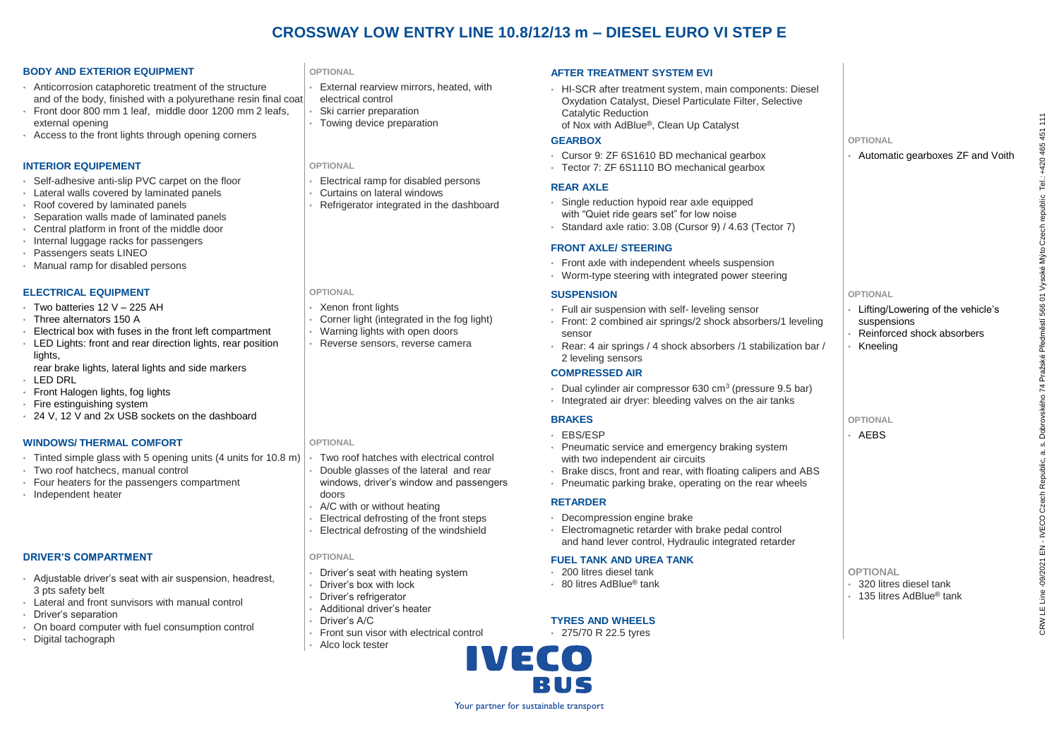# CROSSWAY LOW ENTRY LINE 10.8/12/13 m – DIESEL EURO VI STEP E

## BODY AND EXTERIOR EQUIPMENT

- Anticorrosion cataphoretic treatment of the structure and of the body, finished with a polyurethane resin final coat
- Front door 800 mm 1 leaf, middle door 1200 mm 2 leafs, external opening
- Access to the front lights through opening corners

**OPTIONAL**

- External rearview mirrors, heated, with electrical control
- Ski carrier preparation
- Towing device preparation

## INTERIOR EQUIPEMENT

- Self-adhesive anti-slip PVC carpet on the floor
- Lateral walls covered by laminated panels
- Roof covered by laminated panels
- Separation walls made of laminated panels
- Central platform in front of the middle door
- Internal luggage racks for passengers
- Passengers seats LINEO
- Manual ramp for disabled persons

**OPTIONAL**

- Electrical ramp for disabled persons
- Curtains on lateral windows
- Refrigerator integrated in the dashboard

## ELECTRICAL EQUIPMENT

- Two batteries 12 V – 225 AH
- Three alternators 150 A
- Electrical box with fuses in the front left compartment
- LED Lights: front and rear direction lights, rear position lights,
  rear brake lights, lateral lights and side markers
- LED DRL
- Front Halogen lights, fog lights
- Fire estinguishing system
- 24 V, 12 V and 2x USB sockets on the dashboard

**OPTIONAL**

- Xenon front lights
- Corner light (integrated in the fog light)
- Warning lights with open doors
- Reverse sensors, reverse camera

## WINDOWS/ THERMAL COMFORT

- Tinted simple glass with 5 opening units (4 units for 10.8 m)
- Two roof hatchecs, manual control
- Four heaters for the passengers compartment
- Independent heater

**OPTIONAL**

- Two roof hatches with electrical control
- Double glasses of the lateral and rear windows, driver's window and passengers doors
- A/C with or without heating
- Electrical defrosting of the front steps
- Electrical defrosting of the windshield

## DRIVER'S COMPARTMENT

- Adjustable driver's seat with air suspension, headrest, 3 pts safety belt
- Lateral and front sunvisors with manual control
- Driver's separation
- On board computer with fuel consumption control
- Digital tachograph

**OPTIONAL**

- Driver's seat with heating system
- Driver's box with lock
- Driver's refrigerator
- Additional driver's heater
- Driver's A/C
- Front sun visor with electrical control
- Alco lock tester

## AFTER TREATMENT SYSTEM EVI

- HI-SCR after treatment system, main components: Diesel Oxydation Catalyst, Diesel Particulate Filter, Selective Catalytic Reduction of Nox with AdBlue®, Clean Up Catalyst

## GEARBOX

- Cursor 9: ZF 6S1610 BD mechanical gearbox
- Tector 7: ZF 6S1110 BO mechanical gearbox

**OPTIONAL**

- Automatic gearboxes ZF and Voith

## REAR AXLE

- Single reduction hypoid rear axle equipped with "Quiet ride gears set" for low noise
- Standard axle ratio: 3.08 (Cursor 9) / 4.63 (Tector 7)

## FRONT AXLE/ STEERING

- Front axle with independent wheels suspension
- Worm-type steering with integrated power steering

## SUSPENSION

- Full air suspension with self- leveling sensor
- Front: 2 combined air springs/2 shock absorbers/1 leveling sensor
- Rear: 4 air springs / 4 shock absorbers /1 stabilization bar / 2 leveling sensors

**OPTIONAL**

- Lifting/Lowering of the vehicle's suspensions
- Reinforced shock absorbers
- Kneeling

## COMPRESSED AIR

- Dual cylinder air compressor 630 $cm^3$ (pressure 9.5 bar)
- Integrated air dryer: bleeding valves on the air tanks

## BRAKES

- EBS/ESP
- Pneumatic service and emergency braking system with two independent air circuits
- Brake discs, front and rear, with floating calipers and ABS
- Pneumatic parking brake, operating on the rear wheels

**OPTIONAL**

- AEBS

## RETARDER

- Decompression engine brake
- Electromagnetic retarder with brake pedal control and hand lever control, Hydraulic integrated retarder

## FUEL TANK AND UREA TANK

- 200 litres diesel tank
- 80 litres AdBlue® tank

**OPTIONAL**

- 320 litres diesel tank
- 135 litres AdBlue® tank

## TYRES AND WHEELS

- 275/70 R 22.5 tyres

IVECO BUS

Your partner for sustainable transport

CRW LE Line -09/2021 EN - IVECO Czech Republic, a. s. Dobrovského 74 Pražské Předměstí 566 01 Vysoké Mýto Czech republic Tel.: +420 465 451 111